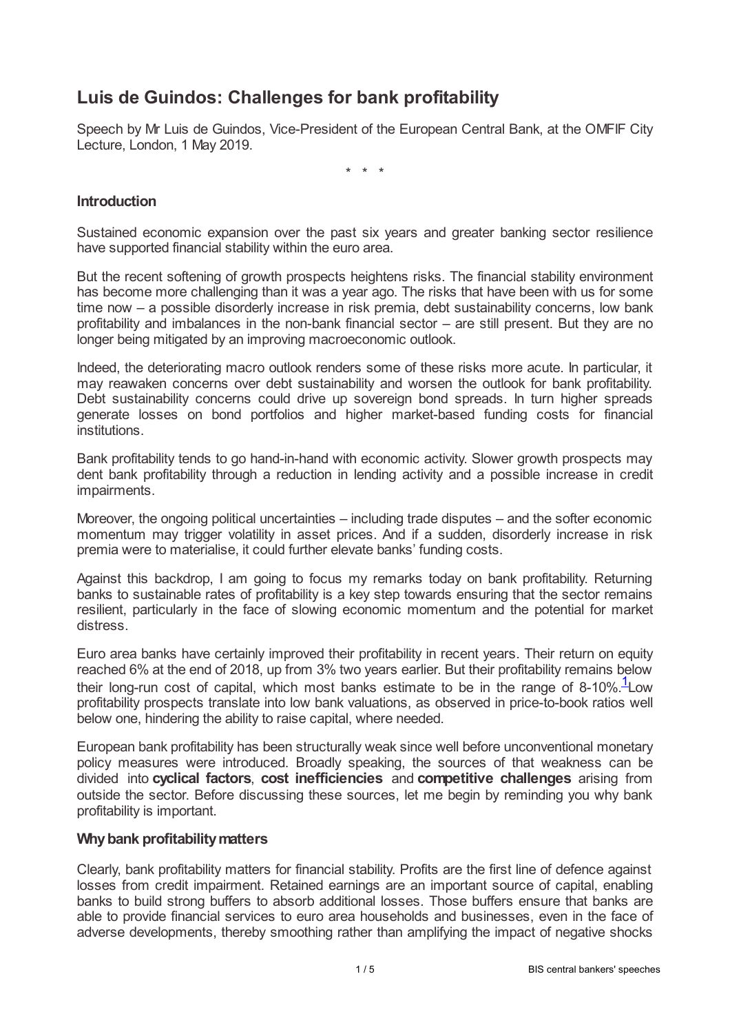# Luis de Guindos: Challenges for bank profitability

Speech by Mr Luis de Guindos, Vice-President of the European Central Bank, at the OMFIF City Lecture, London, 1 May 2019.

\* \* \*

## Introduction

Sustained economic expansion over the past six years and greater banking sector resilience have supported financial stability within the euro area.

But the recent softening of growth prospects heightens risks. The financial stability environment has become more challenging than it was a year ago. The risks that have been with us for some time now – a possible disorderly increase in risk premia, debt sustainability concerns, low bank profitability and imbalances in the non-bank financial sector – are still present. But they are no longer being mitigated by an improving macroeconomic outlook.

Indeed, the deteriorating macro outlook renders some of these risks more acute. In particular, it may reawaken concerns over debt sustainability and worsen the outlook for bank profitability. Debt sustainability concerns could drive up sovereign bond spreads. In turn higher spreads generate losses on bond portfolios and higher market-based funding costs for financial institutions.

Bank profitability tends to go hand-in-hand with economic activity. Slower growth prospects may dent bank profitability through a reduction in lending activity and a possible increase in credit impairments.

Moreover, the ongoing political uncertainties – including trade disputes – and the softer economic momentum may trigger volatility in asset prices. And if a sudden, disorderly increase in risk premia were to materialise, it could further elevate banks' funding costs.

Against this backdrop, I am going to focus my remarks today on bank profitability. Returning banks to sustainable rates of profitability is a key step towards ensuring that the sector remains resilient, particularly in the face of slowing economic momentum and the potential for market distress.

Euro area banks have certainly improved their profitability in recent years. Their return on equity reached 6% at the end of 2018, up from 3% two years earlier. But their profitability remains below their long-run cost of capital, which most banks estimate to be in the range of 8-10%.[1] Low profitability prospects translate into low bank valuations, as observed in price-to-book ratios well below one, hindering the ability to raise capital, where needed.

European bank profitability has been structurally weak since well before unconventional monetary policy measures were introduced. Broadly speaking, the sources of that weakness can be divided into **cyclical factors**, **cost inefficiencies** and **competitive challenges** arising from outside the sector. Before discussing these sources, let me begin by reminding you why bank profitability is important.

## Why bank profitability matters

Clearly, bank profitability matters for financial stability. Profits are the first line of defence against losses from credit impairment. Retained earnings are an important source of capital, enabling banks to build strong buffers to absorb additional losses. Those buffers ensure that banks are able to provide financial services to euro area households and businesses, even in the face of adverse developments, thereby smoothing rather than amplifying the impact of negative shocks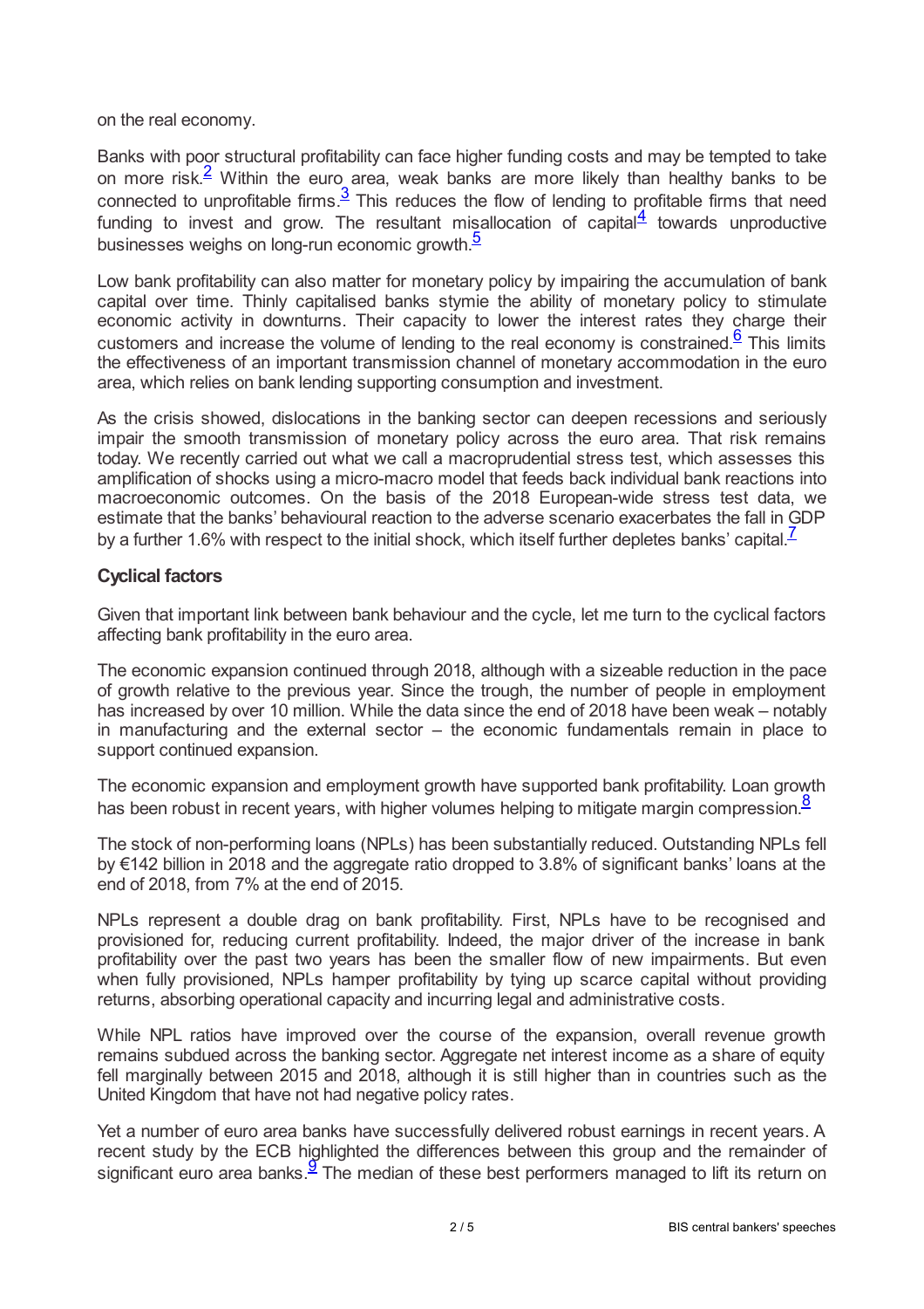on the real economy.

Banks with poor structural profitability can face higher funding costs and may be tempted to take on more risk.[2] Within the euro area, weak banks are more likely than healthy banks to be connected to unprofitable firms.[3] This reduces the flow of lending to profitable firms that need funding to invest and grow. The resultant misallocation of capital[4] towards unproductive businesses weighs on long-run economic growth.[5]

Low bank profitability can also matter for monetary policy by impairing the accumulation of bank capital over time. Thinly capitalised banks stymie the ability of monetary policy to stimulate economic activity in downturns. Their capacity to lower the interest rates they charge their customers and increase the volume of lending to the real economy is constrained.[6] This limits the effectiveness of an important transmission channel of monetary accommodation in the euro area, which relies on bank lending supporting consumption and investment.

As the crisis showed, dislocations in the banking sector can deepen recessions and seriously impair the smooth transmission of monetary policy across the euro area. That risk remains today. We recently carried out what we call a macroprudential stress test, which assesses this amplification of shocks using a micro-macro model that feeds back individual bank reactions into macroeconomic outcomes. On the basis of the 2018 European-wide stress test data, we estimate that the banks' behavioural reaction to the adverse scenario exacerbates the fall in GDP by a further 1.6% with respect to the initial shock, which itself further depletes banks' capital.[7]

## Cyclical factors

Given that important link between bank behaviour and the cycle, let me turn to the cyclical factors affecting bank profitability in the euro area.

The economic expansion continued through 2018, although with a sizeable reduction in the pace of growth relative to the previous year. Since the trough, the number of people in employment has increased by over 10 million. While the data since the end of 2018 have been weak – notably in manufacturing and the external sector – the economic fundamentals remain in place to support continued expansion.

The economic expansion and employment growth have supported bank profitability. Loan growth has been robust in recent years, with higher volumes helping to mitigate margin compression.[8]

The stock of non-performing loans (NPLs) has been substantially reduced. Outstanding NPLs fell by €142 billion in 2018 and the aggregate ratio dropped to 3.8% of significant banks' loans at the end of 2018, from 7% at the end of 2015.

NPLs represent a double drag on bank profitability. First, NPLs have to be recognised and provisioned for, reducing current profitability. Indeed, the major driver of the increase in bank profitability over the past two years has been the smaller flow of new impairments. But even when fully provisioned, NPLs hamper profitability by tying up scarce capital without providing returns, absorbing operational capacity and incurring legal and administrative costs.

While NPL ratios have improved over the course of the expansion, overall revenue growth remains subdued across the banking sector. Aggregate net interest income as a share of equity fell marginally between 2015 and 2018, although it is still higher than in countries such as the United Kingdom that have not had negative policy rates.

Yet a number of euro area banks have successfully delivered robust earnings in recent years. A recent study by the ECB highlighted the differences between this group and the remainder of significant euro area banks.[9] The median of these best performers managed to lift its return on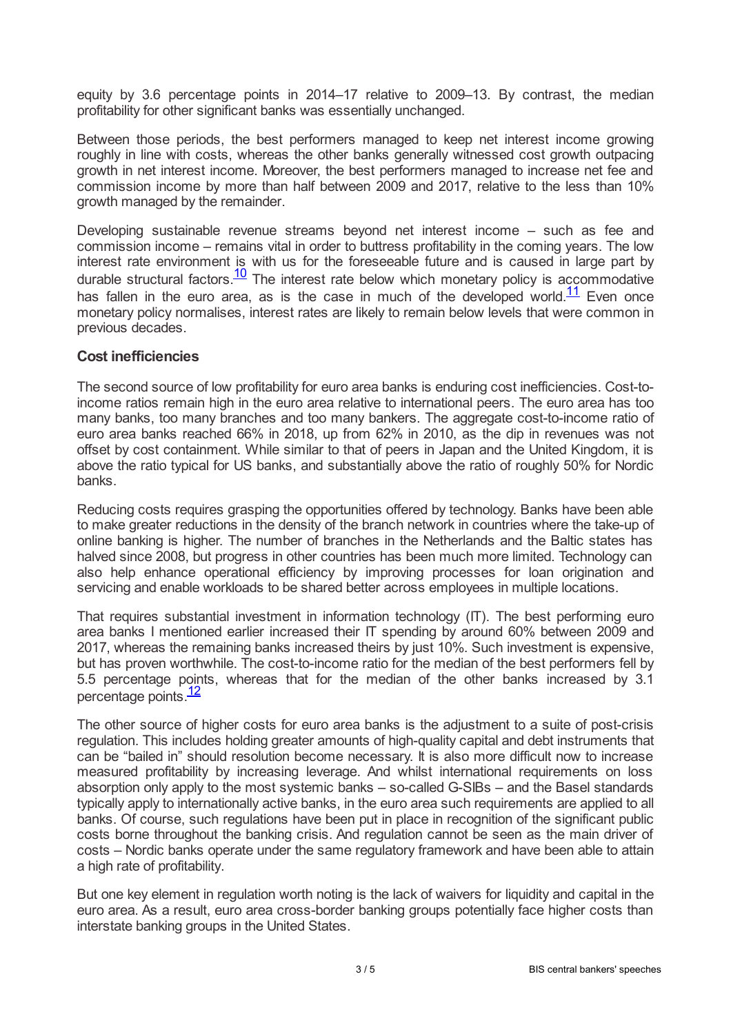equity by 3.6 percentage points in 2014–17 relative to 2009–13. By contrast, the median profitability for other significant banks was essentially unchanged.

Between those periods, the best performers managed to keep net interest income growing roughly in line with costs, whereas the other banks generally witnessed cost growth outpacing growth in net interest income. Moreover, the best performers managed to increase net fee and commission income by more than half between 2009 and 2017, relative to the less than 10% growth managed by the remainder.

Developing sustainable revenue streams beyond net interest income – such as fee and commission income – remains vital in order to buttress profitability in the coming years. The low interest rate environment is with us for the foreseeable future and is caused in large part by durable structural factors.[10] The interest rate below which monetary policy is accommodative has fallen in the euro area, as is the case in much of the developed world.[11] Even once monetary policy normalises, interest rates are likely to remain below levels that were common in previous decades.

### Cost inefficiencies

The second source of low profitability for euro area banks is enduring cost inefficiencies. Cost-to-income ratios remain high in the euro area relative to international peers. The euro area has too many banks, too many branches and too many bankers. The aggregate cost-to-income ratio of euro area banks reached 66% in 2018, up from 62% in 2010, as the dip in revenues was not offset by cost containment. While similar to that of peers in Japan and the United Kingdom, it is above the ratio typical for US banks, and substantially above the ratio of roughly 50% for Nordic banks.

Reducing costs requires grasping the opportunities offered by technology. Banks have been able to make greater reductions in the density of the branch network in countries where the take-up of online banking is higher. The number of branches in the Netherlands and the Baltic states has halved since 2008, but progress in other countries has been much more limited. Technology can also help enhance operational efficiency by improving processes for loan origination and servicing and enable workloads to be shared better across employees in multiple locations.

That requires substantial investment in information technology (IT). The best performing euro area banks I mentioned earlier increased their IT spending by around 60% between 2009 and 2017, whereas the remaining banks increased theirs by just 10%. Such investment is expensive, but has proven worthwhile. The cost-to-income ratio for the median of the best performers fell by 5.5 percentage points, whereas that for the median of the other banks increased by 3.1 percentage points.[12]

The other source of higher costs for euro area banks is the adjustment to a suite of post-crisis regulation. This includes holding greater amounts of high-quality capital and debt instruments that can be "bailed in" should resolution become necessary. It is also more difficult now to increase measured profitability by increasing leverage. And whilst international requirements on loss absorption only apply to the most systemic banks – so-called G-SIBs – and the Basel standards typically apply to internationally active banks, in the euro area such requirements are applied to all banks. Of course, such regulations have been put in place in recognition of the significant public costs borne throughout the banking crisis. And regulation cannot be seen as the main driver of costs – Nordic banks operate under the same regulatory framework and have been able to attain a high rate of profitability.

But one key element in regulation worth noting is the lack of waivers for liquidity and capital in the euro area. As a result, euro area cross-border banking groups potentially face higher costs than interstate banking groups in the United States.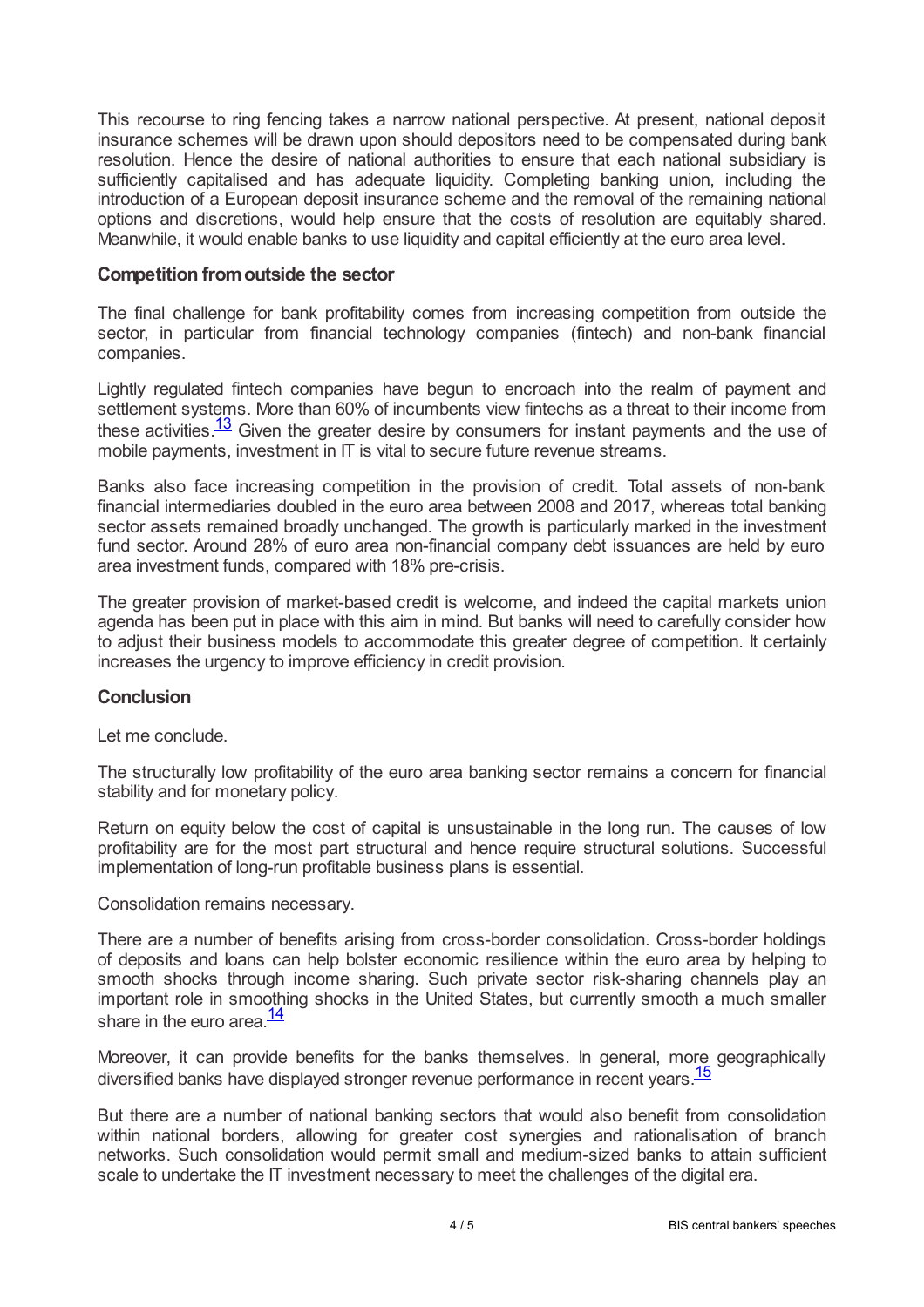This recourse to ring fencing takes a narrow national perspective. At present, national deposit insurance schemes will be drawn upon should depositors need to be compensated during bank resolution. Hence the desire of national authorities to ensure that each national subsidiary is sufficiently capitalised and has adequate liquidity. Completing banking union, including the introduction of a European deposit insurance scheme and the removal of the remaining national options and discretions, would help ensure that the costs of resolution are equitably shared. Meanwhile, it would enable banks to use liquidity and capital efficiently at the euro area level.

### Competition from outside the sector

The final challenge for bank profitability comes from increasing competition from outside the sector, in particular from financial technology companies (fintech) and non-bank financial companies.

Lightly regulated fintech companies have begun to encroach into the realm of payment and settlement systems. More than 60% of incumbents view fintechs as a threat to their income from these activities.[13] Given the greater desire by consumers for instant payments and the use of mobile payments, investment in IT is vital to secure future revenue streams.

Banks also face increasing competition in the provision of credit. Total assets of non-bank financial intermediaries doubled in the euro area between 2008 and 2017, whereas total banking sector assets remained broadly unchanged. The growth is particularly marked in the investment fund sector. Around 28% of euro area non-financial company debt issuances are held by euro area investment funds, compared with 18% pre-crisis.

The greater provision of market-based credit is welcome, and indeed the capital markets union agenda has been put in place with this aim in mind. But banks will need to carefully consider how to adjust their business models to accommodate this greater degree of competition. It certainly increases the urgency to improve efficiency in credit provision.

### Conclusion

Let me conclude.

The structurally low profitability of the euro area banking sector remains a concern for financial stability and for monetary policy.

Return on equity below the cost of capital is unsustainable in the long run. The causes of low profitability are for the most part structural and hence require structural solutions. Successful implementation of long-run profitable business plans is essential.

Consolidation remains necessary.

There are a number of benefits arising from cross-border consolidation. Cross-border holdings of deposits and loans can help bolster economic resilience within the euro area by helping to smooth shocks through income sharing. Such private sector risk-sharing channels play an important role in smoothing shocks in the United States, but currently smooth a much smaller share in the euro area.[14]

Moreover, it can provide benefits for the banks themselves. In general, more geographically diversified banks have displayed stronger revenue performance in recent years.[15]

But there are a number of national banking sectors that would also benefit from consolidation within national borders, allowing for greater cost synergies and rationalisation of branch networks. Such consolidation would permit small and medium-sized banks to attain sufficient scale to undertake the IT investment necessary to meet the challenges of the digital era.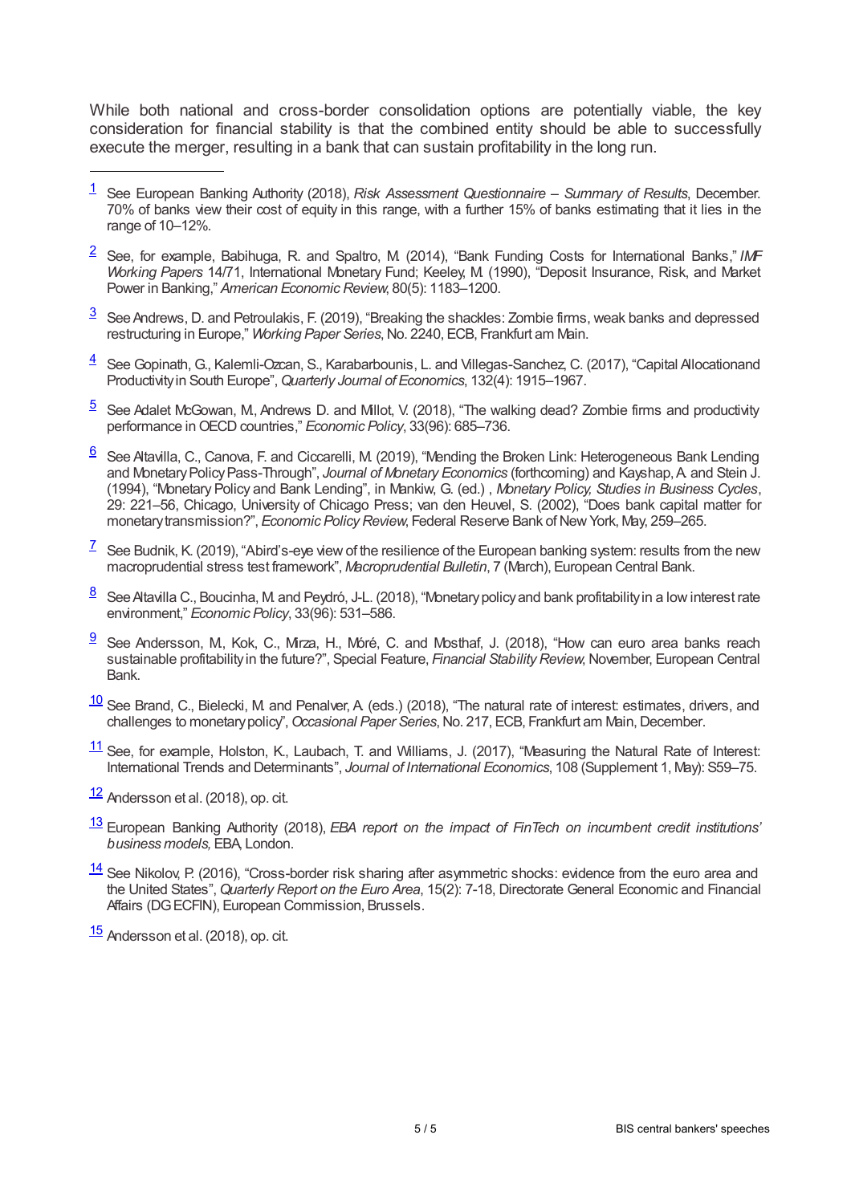While both national and cross-border consolidation options are potentially viable, the key consideration for financial stability is that the combined entity should be able to successfully execute the merger, resulting in a bank that can sustain profitability in the long run.

---

[1] See European Banking Authority (2018), *Risk Assessment Questionnaire – Summary of Results*, December. 70% of banks view their cost of equity in this range, with a further 15% of banks estimating that it lies in the range of 10–12%.

[2] See, for example, Babihuga, R. and Spaltro, M. (2014), "Bank Funding Costs for International Banks," *IMF Working Papers* 14/71, International Monetary Fund; Keeley, M. (1990), "Deposit Insurance, Risk, and Market Power in Banking," *American Economic Review*, 80(5): 1183–1200.

[3] See Andrews, D. and Petroulakis, F. (2019), "Breaking the shackles: Zombie firms, weak banks and depressed restructuring in Europe," *Working Paper Series*, No. 2240, ECB, Frankfurt am Main.

[4] See Gopinath, G., Kalemli-Ozcan, S., Karabarbounis, L. and Villegas-Sanchez, C. (2017), "Capital Allocationand Productivity in South Europe", *Quarterly Journal of Economics*, 132(4): 1915–1967.

[5] See Adalet McGowan, M., Andrews D. and Millot, V. (2018), "The walking dead? Zombie firms and productivity performance in OECD countries," *Economic Policy*, 33(96): 685–736.

[6] See Altavilla, C., Canova, F. and Ciccarelli, M. (2019), "Mending the Broken Link: Heterogeneous Bank Lending and Monetary Policy Pass-Through", *Journal of Monetary Economics* (forthcoming) and Kayshap, A. and Stein J. (1994), "Monetary Policy and Bank Lending", in Mankiw, G. (ed.) , *Monetary Policy, Studies in Business Cycles*, 29: 221–56, Chicago, University of Chicago Press; van den Heuvel, S. (2002), "Does bank capital matter for monetary transmission?", *Economic Policy Review*, Federal Reserve Bank of New York, May, 259–265.

[7] See Budnik, K. (2019), "Abird's-eye view of the resilience of the European banking system: results from the new macroprudential stress test framework", *Macroprudential Bulletin*, 7 (March), European Central Bank.

[8] See Altavilla C., Boucinha, M. and Peydró, J-L. (2018), "Monetary policy and bank profitability in a low interest rate environment," *Economic Policy*, 33(96): 531–586.

[9] See Andersson, M., Kok, C., Mirza, H., Móré, C. and Mosthaf, J. (2018), "How can euro area banks reach sustainable profitability in the future?", Special Feature, *Financial Stability Review*, November, European Central Bank.

[10] See Brand, C., Bielecki, M. and Penalver, A. (eds.) (2018), "The natural rate of interest: estimates, drivers, and challenges to monetary policy", *Occasional Paper Series*, No. 217, ECB, Frankfurt am Main, December.

[11] See, for example, Holston, K., Laubach, T. and Williams, J. (2017), "Measuring the Natural Rate of Interest: International Trends and Determinants", *Journal of International Economics*, 108 (Supplement 1, May): S59–75.

[12] Andersson et al. (2018), op. cit.

[13] European Banking Authority (2018), *EBA report on the impact of FinTech on incumbent credit institutions' business models,* EBA, London.

[14] See Nikolov, P. (2016), "Cross-border risk sharing after asymmetric shocks: evidence from the euro area and the United States", *Quarterly Report on the Euro Area*, 15(2): 7-18, Directorate General Economic and Financial Affairs (DG ECFIN), European Commission, Brussels.

[15] Andersson et al. (2018), op. cit.